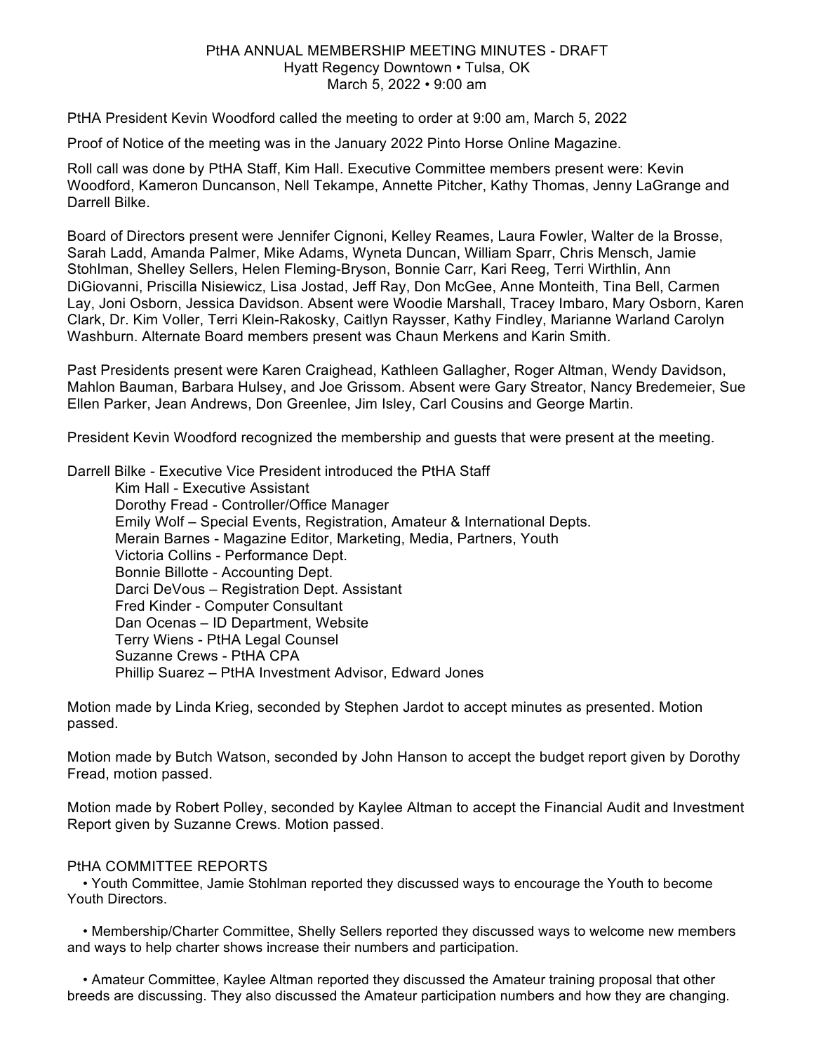# PtHA ANNUAL MEMBERSHIP MEETING MINUTES - DRAFT

Hyatt Regency Downtown • Tulsa, OK
March 5, 2022 • 9:00 am

PtHA President Kevin Woodford called the meeting to order at 9:00 am, March 5, 2022

Proof of Notice of the meeting was in the January 2022 Pinto Horse Online Magazine.

Roll call was done by PtHA Staff, Kim Hall. Executive Committee members present were: Kevin Woodford, Kameron Duncanson, Nell Tekampe, Annette Pitcher, Kathy Thomas, Jenny LaGrange and Darrell Bilke.

Board of Directors present were Jennifer Cignoni, Kelley Reames, Laura Fowler, Walter de la Brosse, Sarah Ladd, Amanda Palmer, Mike Adams, Wyneta Duncan, William Sparr, Chris Mensch, Jamie Stohlman, Shelley Sellers, Helen Fleming-Bryson, Bonnie Carr, Kari Reeg, Terri Wirthlin, Ann DiGiovanni, Priscilla Nisiewicz, Lisa Jostad, Jeff Ray, Don McGee, Anne Monteith, Tina Bell, Carmen Lay, Joni Osborn, Jessica Davidson. Absent were Woodie Marshall, Tracey Imbaro, Mary Osborn, Karen Clark, Dr. Kim Voller, Terri Klein-Rakosky, Caitlyn Raysser, Kathy Findley, Marianne Warland Carolyn Washburn. Alternate Board members present was Chaun Merkens and Karin Smith.

Past Presidents present were Karen Craighead, Kathleen Gallagher, Roger Altman, Wendy Davidson, Mahlon Bauman, Barbara Hulsey, and Joe Grissom. Absent were Gary Streator, Nancy Bredemeier, Sue Ellen Parker, Jean Andrews, Don Greenlee, Jim Isley, Carl Cousins and George Martin.

President Kevin Woodford recognized the membership and guests that were present at the meeting.

Darrell Bilke - Executive Vice President introduced the PtHA Staff

- Kim Hall - Executive Assistant
- Dorothy Fread - Controller/Office Manager
- Emily Wolf – Special Events, Registration, Amateur & International Depts.
- Merain Barnes - Magazine Editor, Marketing, Media, Partners, Youth
- Victoria Collins - Performance Dept.
- Bonnie Billotte - Accounting Dept.
- Darci DeVous – Registration Dept. Assistant
- Fred Kinder - Computer Consultant
- Dan Ocenas – ID Department, Website
- Terry Wiens - PtHA Legal Counsel
- Suzanne Crews - PtHA CPA
- Phillip Suarez – PtHA Investment Advisor, Edward Jones

Motion made by Linda Krieg, seconded by Stephen Jardot to accept minutes as presented. Motion passed.

Motion made by Butch Watson, seconded by John Hanson to accept the budget report given by Dorothy Fread, motion passed.

Motion made by Robert Polley, seconded by Kaylee Altman to accept the Financial Audit and Investment Report given by Suzanne Crews. Motion passed.

## PtHA COMMITTEE REPORTS

- Youth Committee, Jamie Stohlman reported they discussed ways to encourage the Youth to become Youth Directors.
- Membership/Charter Committee, Shelly Sellers reported they discussed ways to welcome new members and ways to help charter shows increase their numbers and participation.
- Amateur Committee, Kaylee Altman reported they discussed the Amateur training proposal that other breeds are discussing. They also discussed the Amateur participation numbers and how they are changing.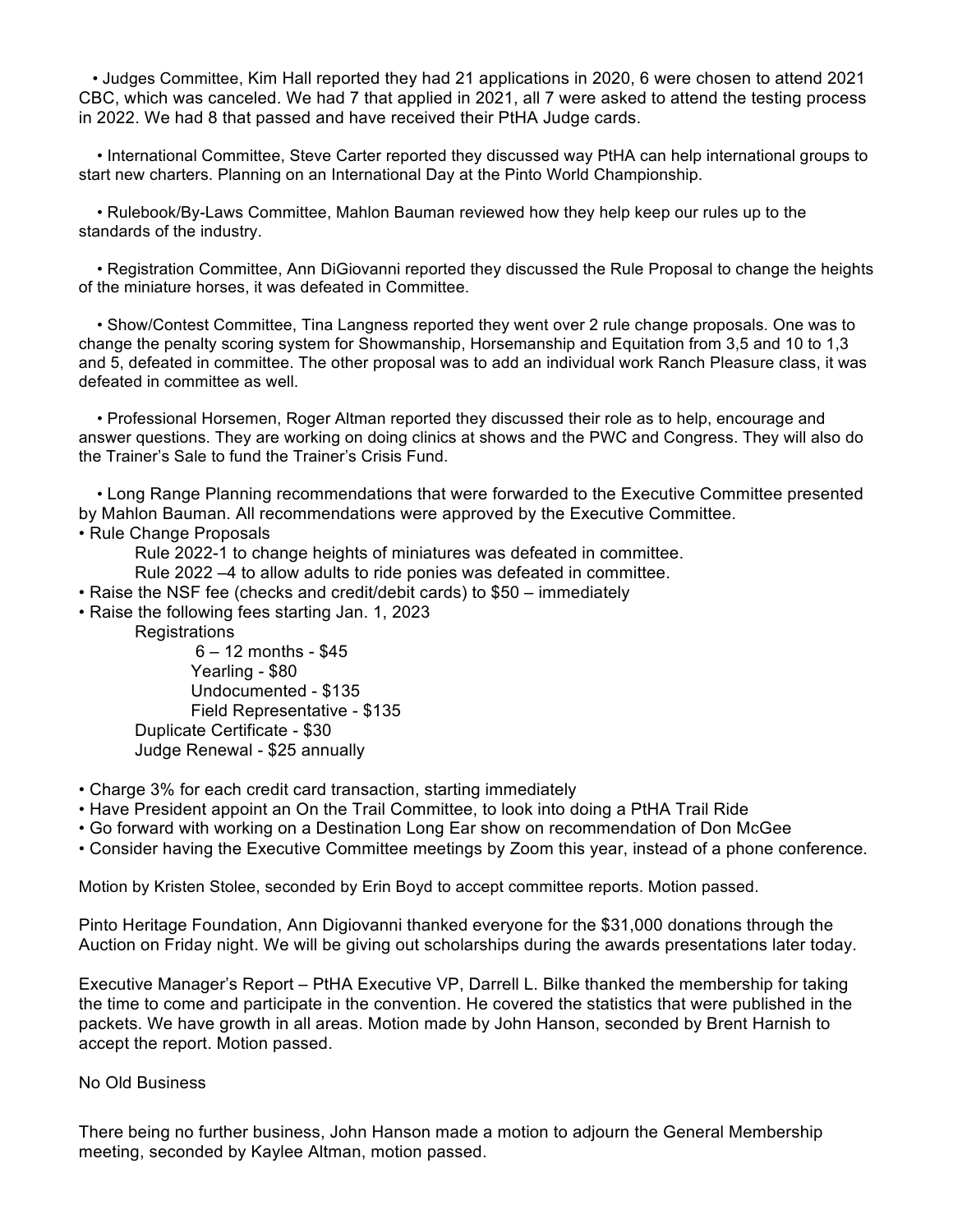- Judges Committee, Kim Hall reported they had 21 applications in 2020, 6 were chosen to attend 2021 CBC, which was canceled. We had 7 that applied in 2021, all 7 were asked to attend the testing process in 2022. We had 8 that passed and have received their PtHA Judge cards.

- International Committee, Steve Carter reported they discussed way PtHA can help international groups to start new charters. Planning on an International Day at the Pinto World Championship.

- Rulebook/By-Laws Committee, Mahlon Bauman reviewed how they help keep our rules up to the standards of the industry.

- Registration Committee, Ann DiGiovanni reported they discussed the Rule Proposal to change the heights of the miniature horses, it was defeated in Committee.

- Show/Contest Committee, Tina Langness reported they went over 2 rule change proposals. One was to change the penalty scoring system for Showmanship, Horsemanship and Equitation from 3,5 and 10 to 1,3 and 5, defeated in committee. The other proposal was to add an individual work Ranch Pleasure class, it was defeated in committee as well.

- Professional Horsemen, Roger Altman reported they discussed their role as to help, encourage and answer questions. They are working on doing clinics at shows and the PWC and Congress. They will also do the Trainer's Sale to fund the Trainer's Crisis Fund.

- Long Range Planning recommendations that were forwarded to the Executive Committee presented by Mahlon Bauman. All recommendations were approved by the Executive Committee.

- Rule Change Proposals
  - Rule 2022-1 to change heights of miniatures was defeated in committee.
  - Rule 2022 –4 to allow adults to ride ponies was defeated in committee.
- Raise the NSF fee (checks and credit/debit cards) to $50 – immediately
- Raise the following fees starting Jan. 1, 2023
  - Registrations
    - 6 – 12 months - $45
    - Yearling - $80
    - Undocumented - $135
    - Field Representative - $135
  - Duplicate Certificate - $30
  - Judge Renewal - $25 annually

- Charge 3% for each credit card transaction, starting immediately
- Have President appoint an On the Trail Committee, to look into doing a PtHA Trail Ride
- Go forward with working on a Destination Long Ear show on recommendation of Don McGee
- Consider having the Executive Committee meetings by Zoom this year, instead of a phone conference.

Motion by Kristen Stolee, seconded by Erin Boyd to accept committee reports. Motion passed.

Pinto Heritage Foundation, Ann Digiovanni thanked everyone for the $31,000 donations through the Auction on Friday night. We will be giving out scholarships during the awards presentations later today.

Executive Manager's Report – PtHA Executive VP, Darrell L. Bilke thanked the membership for taking the time to come and participate in the convention. He covered the statistics that were published in the packets. We have growth in all areas. Motion made by John Hanson, seconded by Brent Harnish to accept the report. Motion passed.

No Old Business

There being no further business, John Hanson made a motion to adjourn the General Membership meeting, seconded by Kaylee Altman, motion passed.